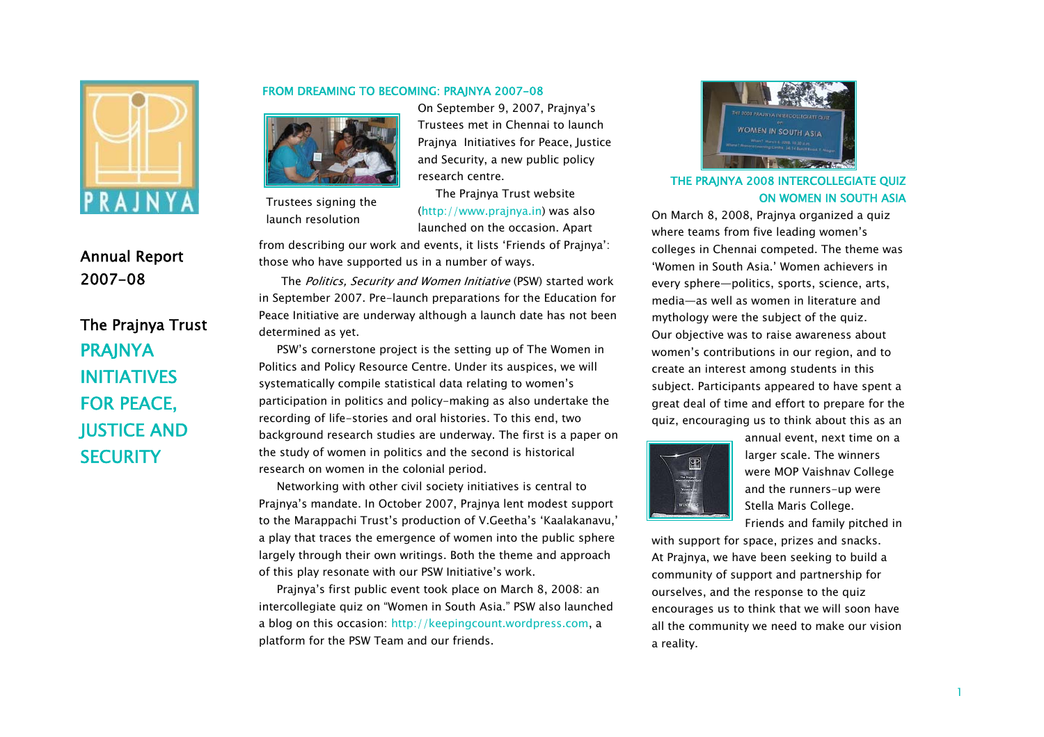Annual Report 2007-08

The Prajnya Trust

# PRAJNYA INITIATIVES FOR PEACE, JUSTICE AND SECURITY

## FROM DREAMING TO BECOMING: PRAJNYA 2007-08

Trustees signing the launch resolution

On September 9, 2007, Prajnya's Trustees met in Chennai to launch Prajnya Initiatives for Peace, Justice and Security, a new public policy research centre.

The Prajnya Trust website (http://www.prajnya.in) was also launched on the occasion. Apart from describing our work and events, it lists 'Friends of Prajnya': those who have supported us in a number of ways.

The *Politics, Security and Women Initiative* (PSW) started work in September 2007. Pre-launch preparations for the Education for Peace Initiative are underway although a launch date has not been determined as yet.

PSW's cornerstone project is the setting up of The Women in Politics and Policy Resource Centre. Under its auspices, we will systematically compile statistical data relating to women's participation in politics and policy-making as also undertake the recording of life-stories and oral histories. To this end, two background research studies are underway. The first is a paper on the study of women in politics and the second is historical research on women in the colonial period.

Networking with other civil society initiatives is central to Prajnya's mandate. In October 2007, Prajnya lent modest support to the Marappachi Trust's production of V.Geetha's 'Kaalakanavu,' a play that traces the emergence of women into the public sphere largely through their own writings. Both the theme and approach of this play resonate with our PSW Initiative's work.

Prajnya's first public event took place on March 8, 2008: an intercollegiate quiz on "Women in South Asia." PSW also launched a blog on this occasion: http://keepingcount.wordpress.com, a platform for the PSW Team and our friends.

## THE PRAJNYA 2008 INTERCOLLEGIATE QUIZ ON WOMEN IN SOUTH ASIA

On March 8, 2008, Prajnya organized a quiz where teams from five leading women's colleges in Chennai competed. The theme was 'Women in South Asia.' Women achievers in every sphere—politics, sports, science, arts, media—as well as women in literature and mythology were the subject of the quiz. Our objective was to raise awareness about women's contributions in our region, and to create an interest among students in this subject. Participants appeared to have spent a great deal of time and effort to prepare for the quiz, encouraging us to think about this as an annual event, next time on a larger scale. The winners were MOP Vaishnav College and the runners-up were Stella Maris College. Friends and family pitched in with support for space, prizes and snacks. At Prajnya, we have been seeking to build a community of support and partnership for ourselves, and the response to the quiz encourages us to think that we will soon have all the community we need to make our vision a reality.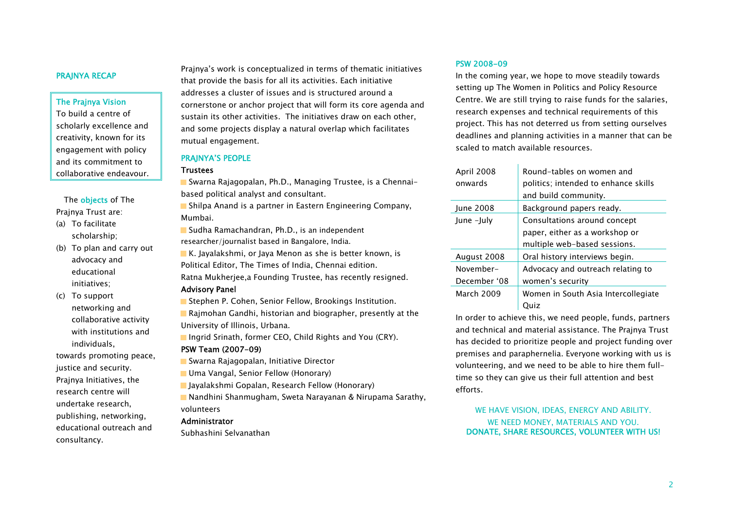## PRAJNYA RECAP

### The Prajnya Vision

To build a centre of scholarly excellence and creativity, known for its engagement with policy and its commitment to collaborative endeavour.

The **objects** of The Prajnya Trust are:

(a) To facilitate scholarship;
(b) To plan and carry out advocacy and educational initiatives;
(c) To support networking and collaborative activity with institutions and individuals,

towards promoting peace, justice and security. Prajnya Initiatives, the research centre will undertake research, publishing, networking, educational outreach and consultancy.

Prajnya's work is conceptualized in terms of thematic initiatives that provide the basis for all its activities. Each initiative addresses a cluster of issues and is structured around a cornerstone or anchor project that will form its core agenda and sustain its other activities. The initiatives draw on each other, and some projects display a natural overlap which facilitates mutual engagement.

## PRAJNYA'S PEOPLE

**Trustees**

- Swarna Rajagopalan, Ph.D., Managing Trustee, is a Chennai-based political analyst and consultant.
- Shilpa Anand is a partner in Eastern Engineering Company, Mumbai.
- Sudha Ramachandran, Ph.D., is an independent researcher/journalist based in Bangalore, India.
- K. Jayalakshmi, or Jaya Menon as she is better known, is Political Editor, The Times of India, Chennai edition.

Ratna Mukherjee,a Founding Trustee, has recently resigned.

**Advisory Panel**

- Stephen P. Cohen, Senior Fellow, Brookings Institution.
- Rajmohan Gandhi, historian and biographer, presently at the University of Illinois, Urbana.
- Ingrid Srinath, former CEO, Child Rights and You (CRY).

**PSW Team (2007-09)**

- Swarna Rajagopalan, Initiative Director
- Uma Vangal, Senior Fellow (Honorary)
- Jayalakshmi Gopalan, Research Fellow (Honorary)
- Nandhini Shanmugham, Sweta Narayanan & Nirupama Sarathy, volunteers

**Administrator**

Subhashini Selvanathan

## PSW 2008-09

In the coming year, we hope to move steadily towards setting up The Women in Politics and Policy Resource Centre. We are still trying to raise funds for the salaries, research expenses and technical requirements of this project. This has not deterred us from setting ourselves deadlines and planning activities in a manner that can be scaled to match available resources.

| | |
|---|---|
| April 2008 onwards | Round-tables on women and politics; intended to enhance skills and build community. |
| June 2008 | Background papers ready. |
| June -July | Consultations around concept paper, either as a workshop or multiple web-based sessions. |
| August 2008 | Oral history interviews begin. |
| November-December '08 | Advocacy and outreach relating to women's security |
| March 2009 | Women in South Asia Intercollegiate Quiz |

In order to achieve this, we need people, funds, partners and technical and material assistance. The Prajnya Trust has decided to prioritize people and project funding over premises and paraphernelia. Everyone working with us is volunteering, and we need to be able to hire them full-time so they can give us their full attention and best efforts.

WE HAVE VISION, IDEAS, ENERGY AND ABILITY.
WE NEED MONEY, MATERIALS AND YOU.
**DONATE, SHARE RESOURCES, VOLUNTEER WITH US!**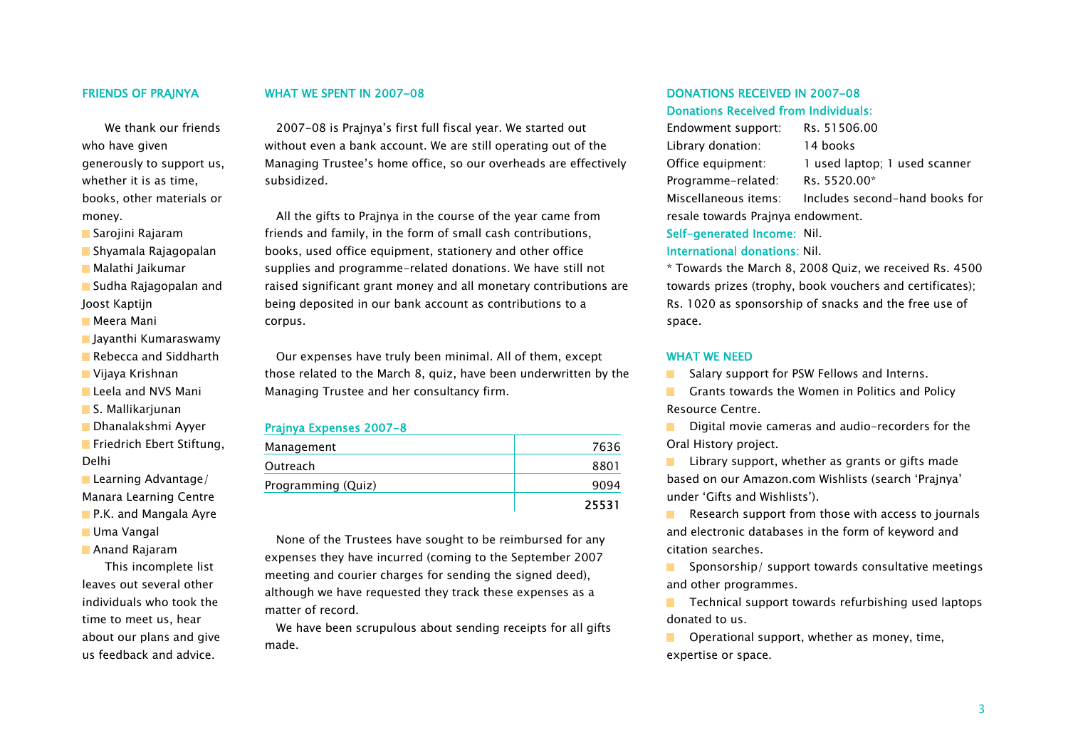## FRIENDS OF PRAJNYA

We thank our friends who have given generously to support us, whether it is as time, books, other materials or money.

- Sarojini Rajaram
- Shyamala Rajagopalan
- Malathi Jaikumar
- Sudha Rajagopalan and Joost Kaptijn
- Meera Mani
- Jayanthi Kumaraswamy
- Rebecca and Siddharth
- Vijaya Krishnan
- Leela and NVS Mani
- S. Mallikarjunan
- Dhanalakshmi Ayyer
- Friedrich Ebert Stiftung, Delhi
- Learning Advantage/ Manara Learning Centre
- P.K. and Mangala Ayre
- Uma Vangal
- Anand Rajaram

This incomplete list leaves out several other individuals who took the time to meet us, hear about our plans and give us feedback and advice.

## WHAT WE SPENT IN 2007-08

2007-08 is Prajnya's first full fiscal year. We started out without even a bank account. We are still operating out of the Managing Trustee's home office, so our overheads are effectively subsidized.

All the gifts to Prajnya in the course of the year came from friends and family, in the form of small cash contributions, books, used office equipment, stationery and other office supplies and programme-related donations. We have still not raised significant grant money and all monetary contributions are being deposited in our bank account as contributions to a corpus.

Our expenses have truly been minimal. All of them, except those related to the March 8, quiz, have been underwritten by the Managing Trustee and her consultancy firm.

### Prajnya Expenses 2007-8

| | |
|---|---|
| Management | 7636 |
| Outreach | 8801 |
| Programming (Quiz) | 9094 |
| | **25531** |

None of the Trustees have sought to be reimbursed for any expenses they have incurred (coming to the September 2007 meeting and courier charges for sending the signed deed), although we have requested they track these expenses as a matter of record.

We have been scrupulous about sending receipts for all gifts made.

## DONATIONS RECEIVED IN 2007-08

### Donations Received from Individuals:

Endowment support: Rs. 51506.00
Library donation: 14 books
Office equipment: 1 used laptop; 1 used scanner
Programme-related: Rs. 5520.00*
Miscellaneous items: Includes second-hand books for resale towards Prajnya endowment.

**Self-generated Income:** Nil.

**International donations:** Nil.

* Towards the March 8, 2008 Quiz, we received Rs. 4500 towards prizes (trophy, book vouchers and certificates); Rs. 1020 as sponsorship of snacks and the free use of space.

## WHAT WE NEED

- Salary support for PSW Fellows and Interns.
- Grants towards the Women in Politics and Policy Resource Centre.
- Digital movie cameras and audio-recorders for the Oral History project.
- Library support, whether as grants or gifts made based on our Amazon.com Wishlists (search 'Prajnya' under 'Gifts and Wishlists').
- Research support from those with access to journals and electronic databases in the form of keyword and citation searches.
- Sponsorship/ support towards consultative meetings and other programmes.
- Technical support towards refurbishing used laptops donated to us.
- Operational support, whether as money, time, expertise or space.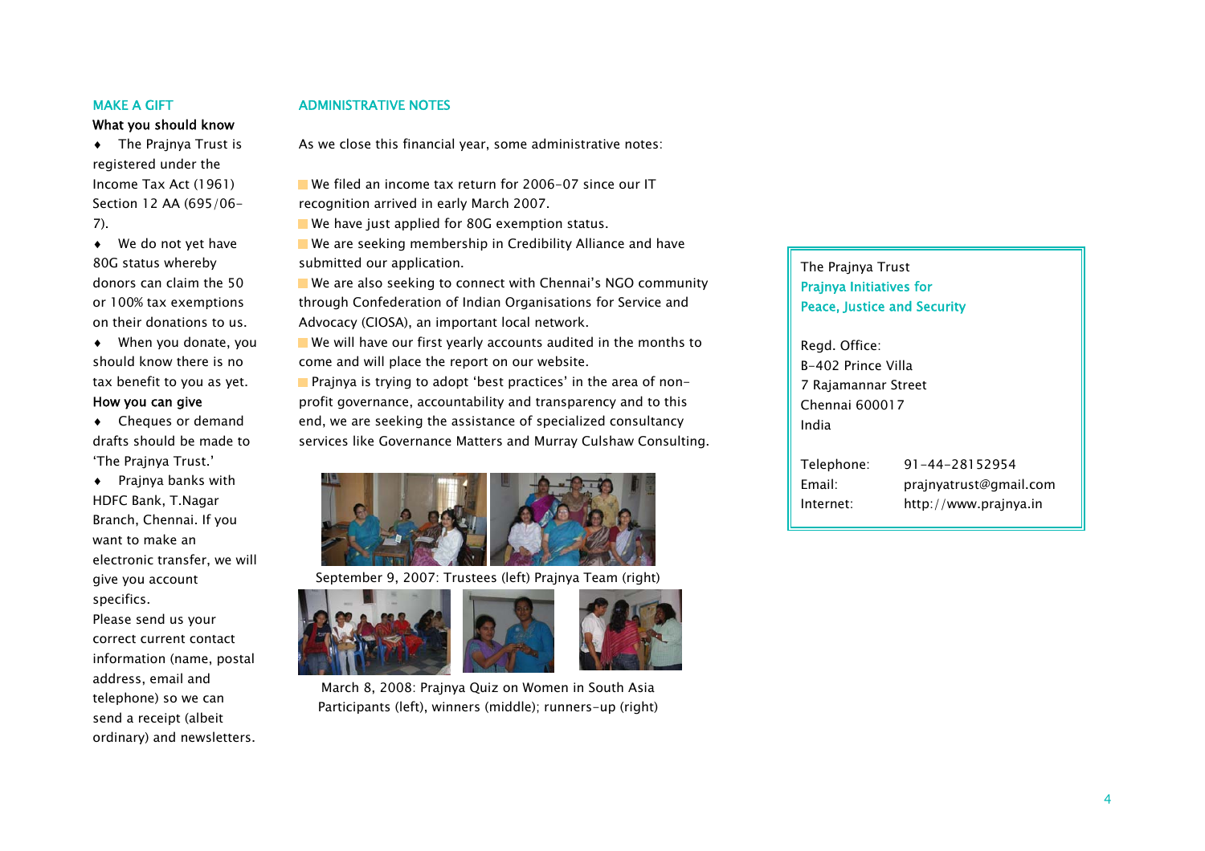## MAKE A GIFT

**What you should know**

- The Prajnya Trust is registered under the Income Tax Act (1961) Section 12 AA (695/06-7).
- We do not yet have 80G status whereby donors can claim the 50 or 100% tax exemptions on their donations to us.
- When you donate, you should know there is no tax benefit to you as yet.

**How you can give**

- Cheques or demand drafts should be made to 'The Prajnya Trust.'
- Prajnya banks with HDFC Bank, T.Nagar Branch, Chennai. If you want to make an electronic transfer, we will give you account specifics.

Please send us your correct current contact information (name, postal address, email and telephone) so we can send a receipt (albeit ordinary) and newsletters.

## ADMINISTRATIVE NOTES

As we close this financial year, some administrative notes:

- We filed an income tax return for 2006-07 since our IT recognition arrived in early March 2007.
- We have just applied for 80G exemption status.
- We are seeking membership in Credibility Alliance and have submitted our application.
- We are also seeking to connect with Chennai's NGO community through Confederation of Indian Organisations for Service and Advocacy (CIOSA), an important local network.
- We will have our first yearly accounts audited in the months to come and will place the report on our website.
- Prajnya is trying to adopt 'best practices' in the area of non-profit governance, accountability and transparency and to this end, we are seeking the assistance of specialized consultancy services like Governance Matters and Murray Culshaw Consulting.

September 9, 2007: Trustees (left) Prajnya Team (right)

March 8, 2008: Prajnya Quiz on Women in South Asia
Participants (left), winners (middle); runners-up (right)

---

The Prajnya Trust
Prajnya Initiatives for
Peace, Justice and Security

Regd. Office:
B-402 Prince Villa
7 Rajamannar Street
Chennai 600017
India

Telephone: 91-44-28152954
Email: prajnyatrust@gmail.com
Internet: http://www.prajnya.in